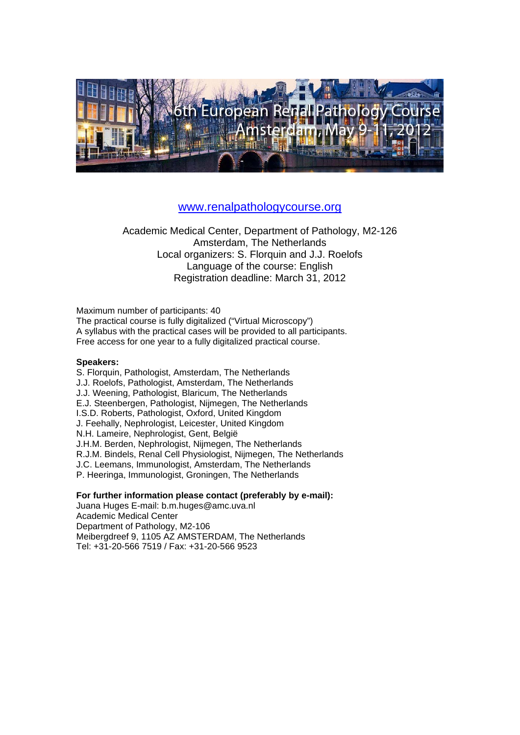# 6th European Renal Pathology Course
## Amsterdam, May 9-11, 2012

www.renalpathologycourse.org

Academic Medical Center, Department of Pathology, M2-126
Amsterdam, The Netherlands
Local organizers: S. Florquin and J.J. Roelofs
Language of the course: English
Registration deadline: March 31, 2012

Maximum number of participants: 40
The practical course is fully digitalized ("Virtual Microscopy")
A syllabus with the practical cases will be provided to all participants.
Free access for one year to a fully digitalized practical course.

**Speakers:**
S. Florquin, Pathologist, Amsterdam, The Netherlands
J.J. Roelofs, Pathologist, Amsterdam, The Netherlands
J.J. Weening, Pathologist, Blaricum, The Netherlands
E.J. Steenbergen, Pathologist, Nijmegen, The Netherlands
I.S.D. Roberts, Pathologist, Oxford, United Kingdom
J. Feehally, Nephrologist, Leicester, United Kingdom
N.H. Lameire, Nephrologist, Gent, België
J.H.M. Berden, Nephrologist, Nijmegen, The Netherlands
R.J.M. Bindels, Renal Cell Physiologist, Nijmegen, The Netherlands
J.C. Leemans, Immunologist, Amsterdam, The Netherlands
P. Heeringa, Immunologist, Groningen, The Netherlands

**For further information please contact (preferably by e-mail):**
Juana Huges E-mail: b.m.huges@amc.uva.nl
Academic Medical Center
Department of Pathology, M2-106
Meibergdreef 9, 1105 AZ AMSTERDAM, The Netherlands
Tel: +31-20-566 7519 / Fax: +31-20-566 9523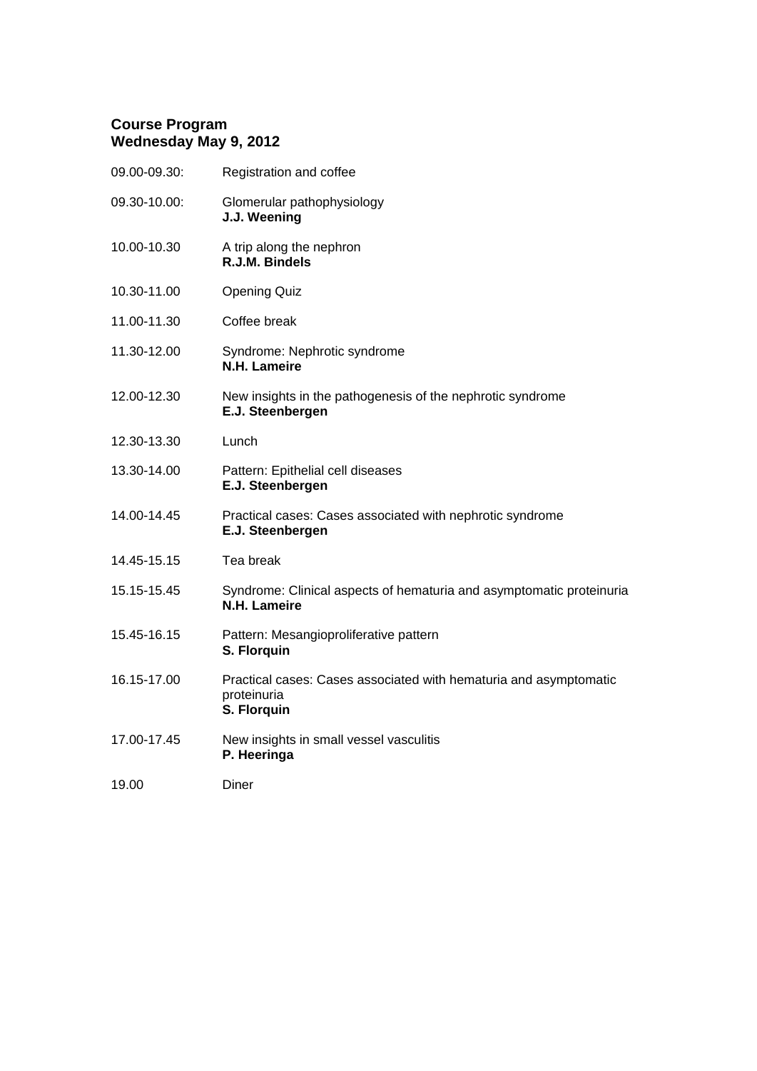**Course Program**
**Wednesday May 9, 2012**

| | |
|---|---|
| 09.00-09.30: | Registration and coffee |
| 09.30-10.00: | Glomerular pathophysiology<br>**J.J. Weening** |
| 10.00-10.30 | A trip along the nephron<br>**R.J.M. Bindels** |
| 10.30-11.00 | Opening Quiz |
| 11.00-11.30 | Coffee break |
| 11.30-12.00 | Syndrome: Nephrotic syndrome<br>**N.H. Lameire** |
| 12.00-12.30 | New insights in the pathogenesis of the nephrotic syndrome<br>**E.J. Steenbergen** |
| 12.30-13.30 | Lunch |
| 13.30-14.00 | Pattern: Epithelial cell diseases<br>**E.J. Steenbergen** |
| 14.00-14.45 | Practical cases: Cases associated with nephrotic syndrome<br>**E.J. Steenbergen** |
| 14.45-15.15 | Tea break |
| 15.15-15.45 | Syndrome: Clinical aspects of hematuria and asymptomatic proteinuria<br>**N.H. Lameire** |
| 15.45-16.15 | Pattern: Mesangioproliferative pattern<br>**S. Florquin** |
| 16.15-17.00 | Practical cases: Cases associated with hematuria and asymptomatic proteinuria<br>**S. Florquin** |
| 17.00-17.45 | New insights in small vessel vasculitis<br>**P. Heeringa** |
| 19.00 | Diner |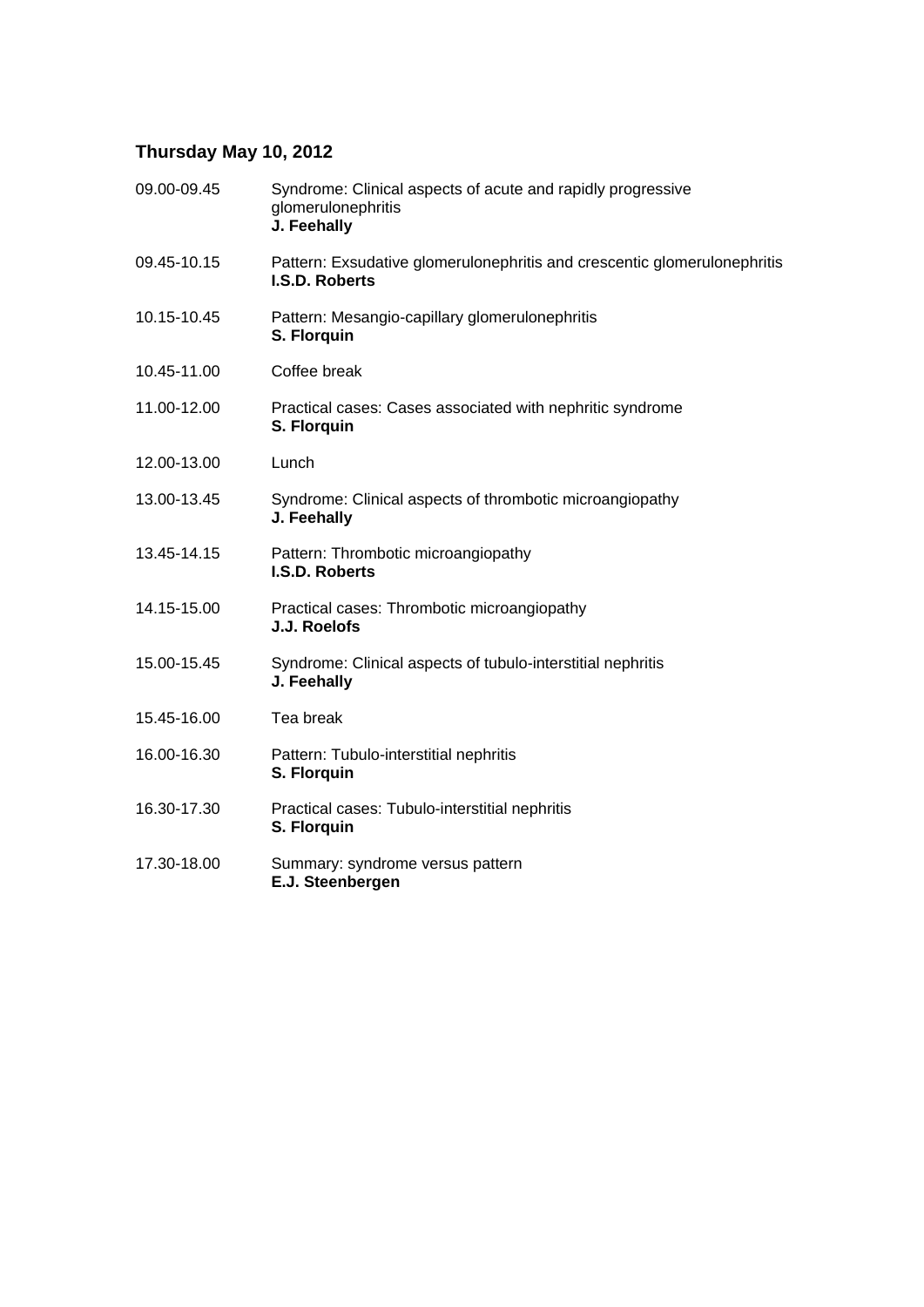### Thursday May 10, 2012

| | |
|---|---|
| 09.00-09.45 | Syndrome: Clinical aspects of acute and rapidly progressive glomerulonephritis<br>**J. Feehally** |
| 09.45-10.15 | Pattern: Exsudative glomerulonephritis and crescentic glomerulonephritis<br>**I.S.D. Roberts** |
| 10.15-10.45 | Pattern: Mesangio-capillary glomerulonephritis<br>**S. Florquin** |
| 10.45-11.00 | Coffee break |
| 11.00-12.00 | Practical cases: Cases associated with nephritic syndrome<br>**S. Florquin** |
| 12.00-13.00 | Lunch |
| 13.00-13.45 | Syndrome: Clinical aspects of thrombotic microangiopathy<br>**J. Feehally** |
| 13.45-14.15 | Pattern: Thrombotic microangiopathy<br>**I.S.D. Roberts** |
| 14.15-15.00 | Practical cases: Thrombotic microangiopathy<br>**J.J. Roelofs** |
| 15.00-15.45 | Syndrome: Clinical aspects of tubulo-interstitial nephritis<br>**J. Feehally** |
| 15.45-16.00 | Tea break |
| 16.00-16.30 | Pattern: Tubulo-interstitial nephritis<br>**S. Florquin** |
| 16.30-17.30 | Practical cases: Tubulo-interstitial nephritis<br>**S. Florquin** |
| 17.30-18.00 | Summary: syndrome versus pattern<br>**E.J. Steenbergen** |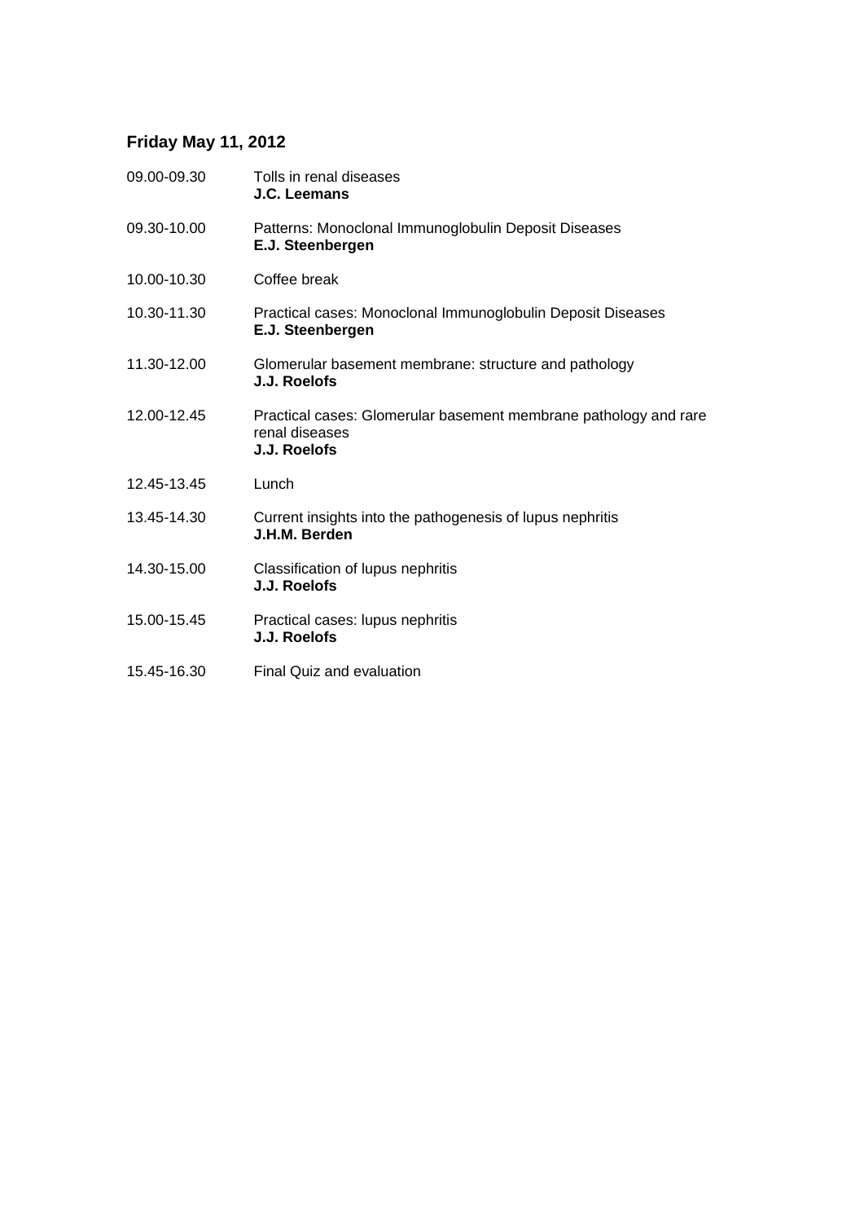## Friday May 11, 2012

| | |
|---|---|
| 09.00-09.30 | Tolls in renal diseases<br>**J.C. Leemans** |
| 09.30-10.00 | Patterns: Monoclonal Immunoglobulin Deposit Diseases<br>**E.J. Steenbergen** |
| 10.00-10.30 | Coffee break |
| 10.30-11.30 | Practical cases: Monoclonal Immunoglobulin Deposit Diseases<br>**E.J. Steenbergen** |
| 11.30-12.00 | Glomerular basement membrane: structure and pathology<br>**J.J. Roelofs** |
| 12.00-12.45 | Practical cases: Glomerular basement membrane pathology and rare renal diseases<br>**J.J. Roelofs** |
| 12.45-13.45 | Lunch |
| 13.45-14.30 | Current insights into the pathogenesis of lupus nephritis<br>**J.H.M. Berden** |
| 14.30-15.00 | Classification of lupus nephritis<br>**J.J. Roelofs** |
| 15.00-15.45 | Practical cases: lupus nephritis<br>**J.J. Roelofs** |
| 15.45-16.30 | Final Quiz and evaluation |